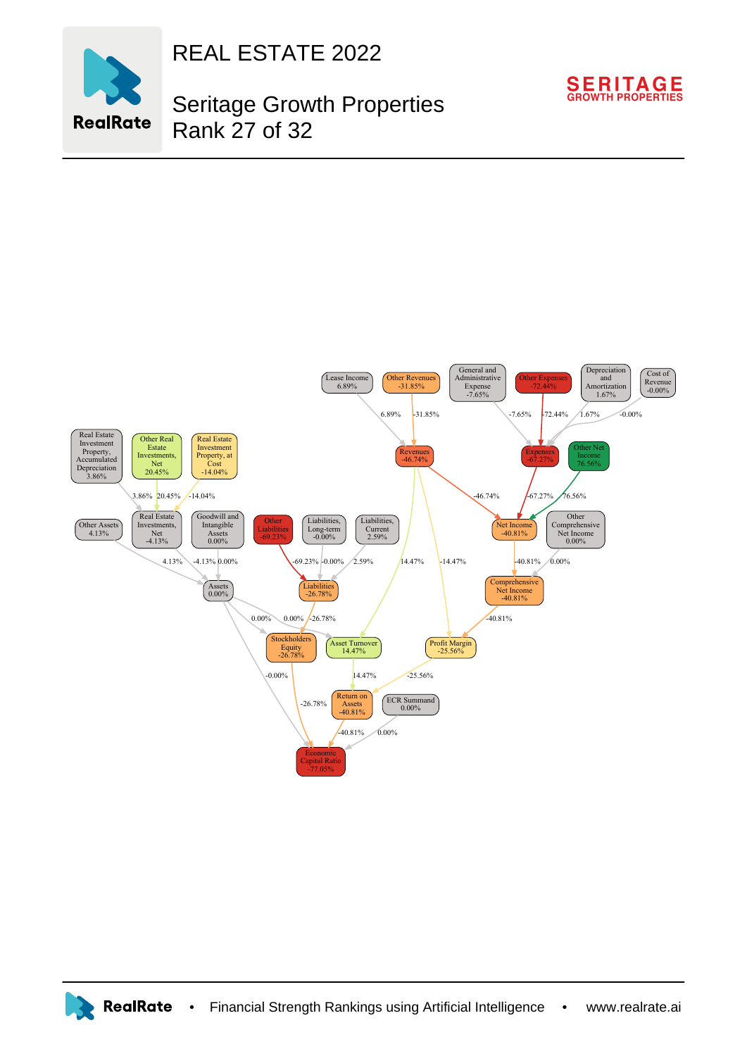# REAL ESTATE 2022

## Seritage Growth Properties
## Rank 27 of 32

Lease Income 6.89%
Other Revenues -31.85%
General and Administrative Expense -7.65%
Other Expenses -72.44%
Depreciation and Amortization 1.67%
Cost of Revenue -0.00%

6.89% -31.85% -7.65% -72.44% 1.67% -0.00%

Real Estate Investment Property, Accumulated Depreciation 3.86%
Other Real Estate Investments, Net 20.45%
Real Estate Investment Property, at Cost -14.04%
Revenues -46.74%
Expenses -67.27%
Other Net Income 76.56%

3.86% 20.45% -14.04% -46.74% -67.27% 76.56%

Other Assets 4.13%
Real Estate Investments, Net -4.13%
Goodwill and Intangible Assets 0.00%
Other Liabilities -69.23%
Liabilities, Long-term -0.00%
Liabilities, Current 2.59%
Net Income -40.81%
Other Comprehensive Net Income 0.00%

4.13% -4.13% 0.00% -69.23% -0.00% 2.59% 14.47% -14.47% -40.81% 0.00%

Assets 0.00%
Liabilities -26.78%
Comprehensive Net Income -40.81%

0.00% 0.00% -26.78% -40.81%

Stockholders Equity -26.78%
Asset Turnover 14.47%
Profit Margin -25.56%

-0.00% 14.47% -25.56%

Return on Assets -40.81%
ECR Summand 0.00%

-26.78% -40.81% 0.00%

Economic Capital Ratio -77.05%

RealRate • Financial Strength Rankings using Artificial Intelligence • www.realrate.ai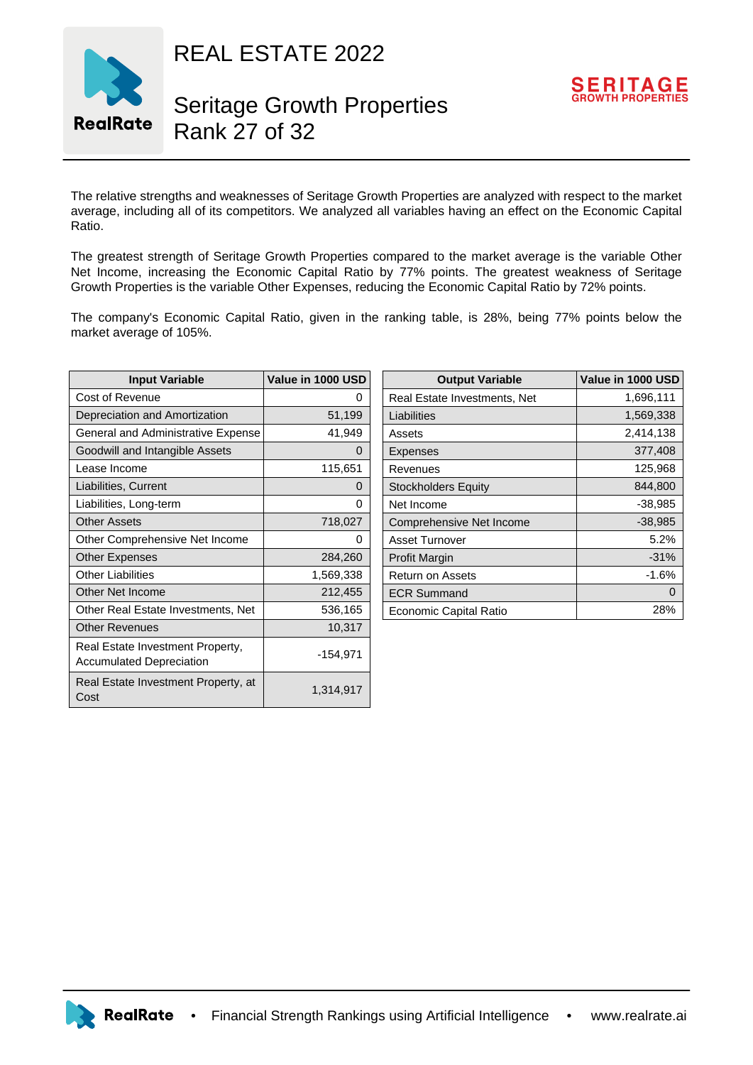# REAL ESTATE 2022

## Seritage Growth Properties
## Rank 27 of 32

The relative strengths and weaknesses of Seritage Growth Properties are analyzed with respect to the market average, including all of its competitors. We analyzed all variables having an effect on the Economic Capital Ratio.

The greatest strength of Seritage Growth Properties compared to the market average is the variable Other Net Income, increasing the Economic Capital Ratio by 77% points. The greatest weakness of Seritage Growth Properties is the variable Other Expenses, reducing the Economic Capital Ratio by 72% points.

The company's Economic Capital Ratio, given in the ranking table, is 28%, being 77% points below the market average of 105%.

| Input Variable | Value in 1000 USD |
|---|---|
| Cost of Revenue | 0 |
| Depreciation and Amortization | 51,199 |
| General and Administrative Expense | 41,949 |
| Goodwill and Intangible Assets | 0 |
| Lease Income | 115,651 |
| Liabilities, Current | 0 |
| Liabilities, Long-term | 0 |
| Other Assets | 718,027 |
| Other Comprehensive Net Income | 0 |
| Other Expenses | 284,260 |
| Other Liabilities | 1,569,338 |
| Other Net Income | 212,455 |
| Other Real Estate Investments, Net | 536,165 |
| Other Revenues | 10,317 |
| Real Estate Investment Property, Accumulated Depreciation | -154,971 |
| Real Estate Investment Property, at Cost | 1,314,917 |

| Output Variable | Value in 1000 USD |
|---|---|
| Real Estate Investments, Net | 1,696,111 |
| Liabilities | 1,569,338 |
| Assets | 2,414,138 |
| Expenses | 377,408 |
| Revenues | 125,968 |
| Stockholders Equity | 844,800 |
| Net Income | -38,985 |
| Comprehensive Net Income | -38,985 |
| Asset Turnover | 5.2% |
| Profit Margin | -31% |
| Return on Assets | -1.6% |
| ECR Summand | 0 |
| Economic Capital Ratio | 28% |